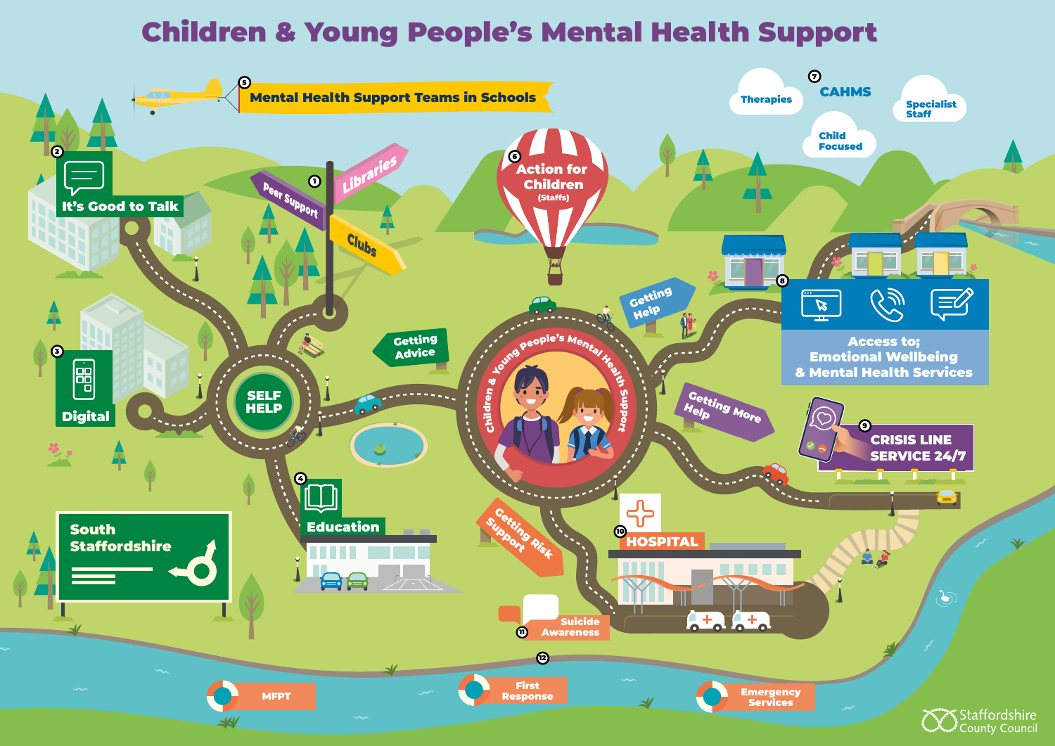# Children & Young People's Mental Health Support

1. Peer Support / Libraries / Clubs
2. It's Good to Talk
3. Digital
4. Education
5. Mental Health Support Teams in Schools
6. Action for Children (Staffs)
7. CAHMS — Therapies, Child Focused, Specialist Staff
8. Access to; Emotional Wellbeing & Mental Health Services
9. CRISIS LINE SERVICE 24/7
10. HOSPITAL
11. Suicide Awareness
12. MFPT, First Response, Emergency Services

SELF HELP

Getting Advice

Getting Help

Getting More Help

Getting Risk Support

Children & Young People's Mental Health Support

South Staffordshire

Staffordshire County Council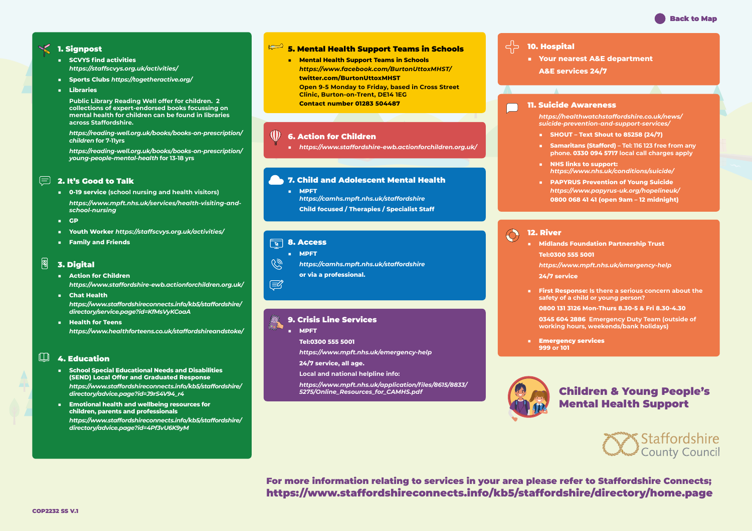Back to Map

## 1. Signpost

- **SCVYS find activities**
  *https://staffscvys.org.uk/activities/*
- **Sports Clubs** *https://togetheractive.org/*
- **Libraries**

  Public Library Reading Well offer for children. 2 collections of expert-endorsed books focussing on mental health for children can be found in libraries across Staffordshire.

  *https://reading-well.org.uk/books/books-on-prescription/children* for 7-11yrs

  *https://reading-well.org.uk/books/books-on-prescription/young-people-mental-health* for 13-18 yrs

## 2. It's Good to Talk

- **0-19 service (school nursing and health visitors)**
  *https://www.mpft.nhs.uk/services/health-visiting-and-school-nursing*
- **GP**
- **Youth Worker** *https://staffscvys.org.uk/activities/*
- **Family and Friends**

## 3. Digital

- **Action for Children**
  *https://www.staffordshire-ewb.actionforchildren.org.uk/*
- **Chat Health**
  *https://www.staffordshireconnects.info/kb5/staffordshire/directory/service.page?id=KfMsVyKCoaA*
- **Health for Teens**
  *https://www.healthforteens.co.uk/staffordshireandstoke/*

## 4. Education

- **School Special Educational Needs and Disabilities (SEND) Local Offer and Graduated Response**
  *https://www.staffordshireconnects.info/kb5/staffordshire/directory/advice.page?id=J9rS4V94_r4*
- **Emotional health and wellbeing resources for children, parents and professionals**
  *https://www.staffordshireconnects.info/kb5/staffordshire/directory/advice.page?id=4Pf3vU6K9yM*

## 5. Mental Health Support Teams in Schools

- **Mental Health Support Teams in Schools**
  *https://www.facebook.com/BurtonUttoxMHST/*
  twitter.com/BurtonUttoxMHST
  Open 9-5 Monday to Friday, based in Cross Street Clinic, Burton-on-Trent, DE14 1EG
  Contact number 01283 504487

## 6. Action for Children

- *https://www.staffordshire-ewb.actionforchildren.org.uk/*

## 7. Child and Adolescent Mental Health

- **MPFT**
  *https://camhs.mpft.nhs.uk/staffordshire*
  Child focused / Therapies / Specialist Staff

## 8. Access

- **MPFT**
  *https://camhs.mpft.nhs.uk/staffordshire*
  or via a professional.

## 9. Crisis Line Services

- **MPFT**
  Tel:0300 555 5001
  *https://www.mpft.nhs.uk/emergency-help*
  24/7 service, all age.
  Local and national helpline info:
  *https://www.mpft.nhs.uk/application/files/8615/8833/5275/Online_Resources_for_CAMHS.pdf*

## 10. Hospital

- **Your nearest A&E department**
  **A&E services 24/7**

## 11. Suicide Awareness

*https://healthwatchstaffordshire.co.uk/news/suicide-prevention-and-support-services/*

- **SHOUT – Text Shout to 85258 (24/7)**
- **Samaritans (Stafford)** – Tel: 116 123 free from any phone. 0330 094 5717 local call charges apply
- **NHS links to support:**
  *https://www.nhs.uk/conditions/suicide/*
- **PAPYRUS Prevention of Young Suicide**
  *https://www.papyrus-uk.org/hopelineuk/*
  0800 068 41 41 (open 9am – 12 midnight)

## 12. River

- **Midlands Foundation Partnership Trust**
  Tel:0300 555 5001
  *https://www.mpft.nhs.uk/emergency-help*
  24/7 service
- **First Response:** Is there a serious concern about the safety of a child or young person?
  0800 131 3126 Mon-Thurs 8.30-5 & Fri 8.30-4.30
  0345 604 2886 Emergency Duty Team (outside of working hours, weekends/bank holidays)
- **Emergency services**
  999 or 101

# Children & Young People's Mental Health Support

Staffordshire County Council

**For more information relating to services in your area please refer to Staffordshire Connects; https://www.staffordshireconnects.info/kb5/staffordshire/directory/home.page**

COP2232 SS V.1